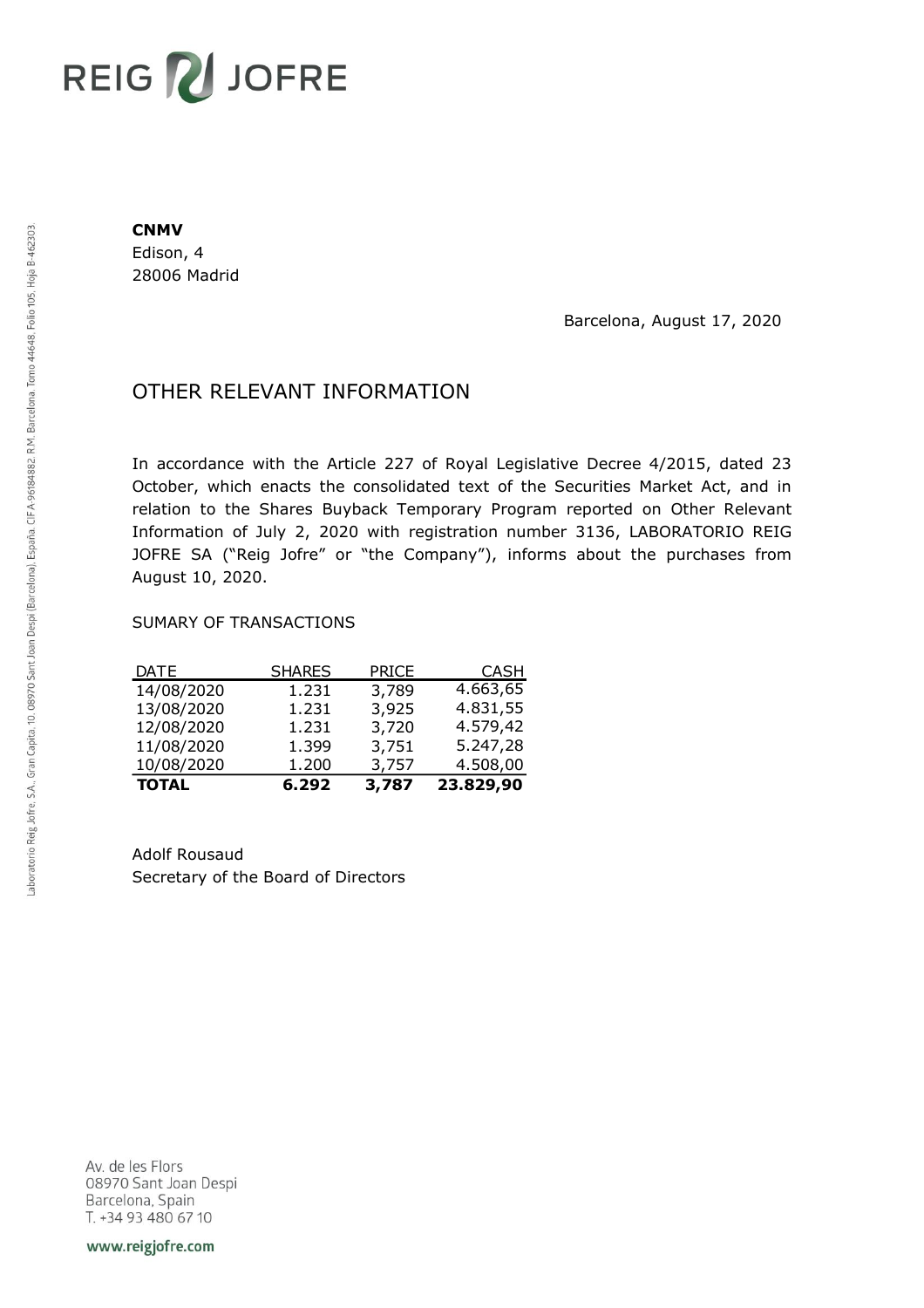**CNMV**
Edison, 4
28006 Madrid

Barcelona, August 17, 2020

# OTHER RELEVANT INFORMATION

In accordance with the Article 227 of Royal Legislative Decree 4/2015, dated 23 October, which enacts the consolidated text of the Securities Market Act, and in relation to the Shares Buyback Temporary Program reported on Other Relevant Information of July 2, 2020 with registration number 3136, LABORATORIO REIG JOFRE SA ("Reig Jofre" or "the Company"), informs about the purchases from August 10, 2020.

SUMARY OF TRANSACTIONS

| DATE | SHARES | PRICE | CASH |
|---|---|---|---|
| 14/08/2020 | 1.231 | 3,789 | 4.663,65 |
| 13/08/2020 | 1.231 | 3,925 | 4.831,55 |
| 12/08/2020 | 1.231 | 3,720 | 4.579,42 |
| 11/08/2020 | 1.399 | 3,751 | 5.247,28 |
| 10/08/2020 | 1.200 | 3,757 | 4.508,00 |
| **TOTAL** | **6.292** | **3,787** | **23.829,90** |

Adolf Rousaud
Secretary of the Board of Directors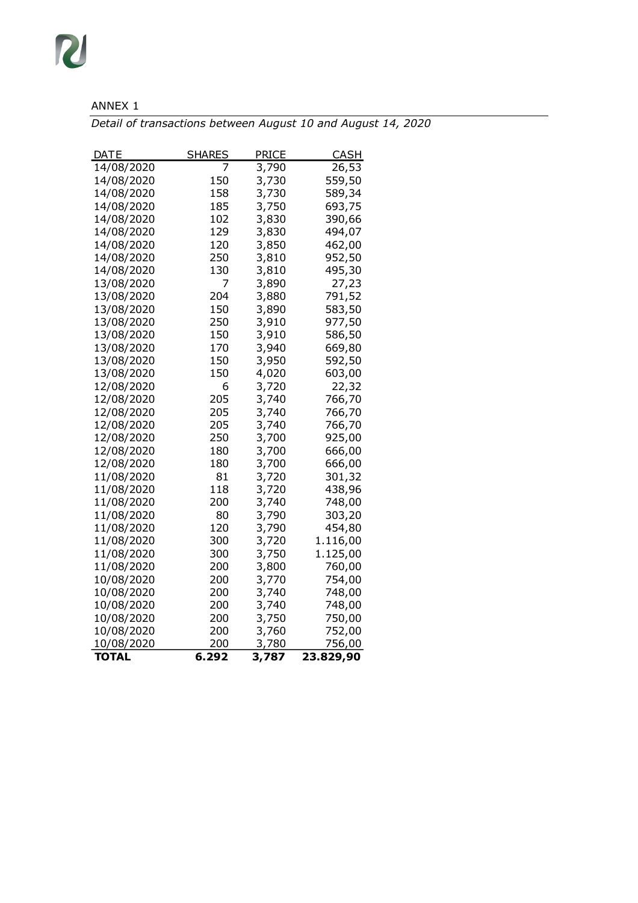ANNEX 1

*Detail of transactions between August 10 and August 14, 2020*

| DATE | SHARES | PRICE | CASH |
|---|---|---|---|
| 14/08/2020 | 7 | 3,790 | 26,53 |
| 14/08/2020 | 150 | 3,730 | 559,50 |
| 14/08/2020 | 158 | 3,730 | 589,34 |
| 14/08/2020 | 185 | 3,750 | 693,75 |
| 14/08/2020 | 102 | 3,830 | 390,66 |
| 14/08/2020 | 129 | 3,830 | 494,07 |
| 14/08/2020 | 120 | 3,850 | 462,00 |
| 14/08/2020 | 250 | 3,810 | 952,50 |
| 14/08/2020 | 130 | 3,810 | 495,30 |
| 13/08/2020 | 7 | 3,890 | 27,23 |
| 13/08/2020 | 204 | 3,880 | 791,52 |
| 13/08/2020 | 150 | 3,890 | 583,50 |
| 13/08/2020 | 250 | 3,910 | 977,50 |
| 13/08/2020 | 150 | 3,910 | 586,50 |
| 13/08/2020 | 170 | 3,940 | 669,80 |
| 13/08/2020 | 150 | 3,950 | 592,50 |
| 13/08/2020 | 150 | 4,020 | 603,00 |
| 12/08/2020 | 6 | 3,720 | 22,32 |
| 12/08/2020 | 205 | 3,740 | 766,70 |
| 12/08/2020 | 205 | 3,740 | 766,70 |
| 12/08/2020 | 205 | 3,740 | 766,70 |
| 12/08/2020 | 250 | 3,700 | 925,00 |
| 12/08/2020 | 180 | 3,700 | 666,00 |
| 12/08/2020 | 180 | 3,700 | 666,00 |
| 11/08/2020 | 81 | 3,720 | 301,32 |
| 11/08/2020 | 118 | 3,720 | 438,96 |
| 11/08/2020 | 200 | 3,740 | 748,00 |
| 11/08/2020 | 80 | 3,790 | 303,20 |
| 11/08/2020 | 120 | 3,790 | 454,80 |
| 11/08/2020 | 300 | 3,720 | 1.116,00 |
| 11/08/2020 | 300 | 3,750 | 1.125,00 |
| 11/08/2020 | 200 | 3,800 | 760,00 |
| 10/08/2020 | 200 | 3,770 | 754,00 |
| 10/08/2020 | 200 | 3,740 | 748,00 |
| 10/08/2020 | 200 | 3,740 | 748,00 |
| 10/08/2020 | 200 | 3,750 | 750,00 |
| 10/08/2020 | 200 | 3,760 | 752,00 |
| 10/08/2020 | 200 | 3,780 | 756,00 |
| **TOTAL** | **6.292** | **3,787** | **23.829,90** |